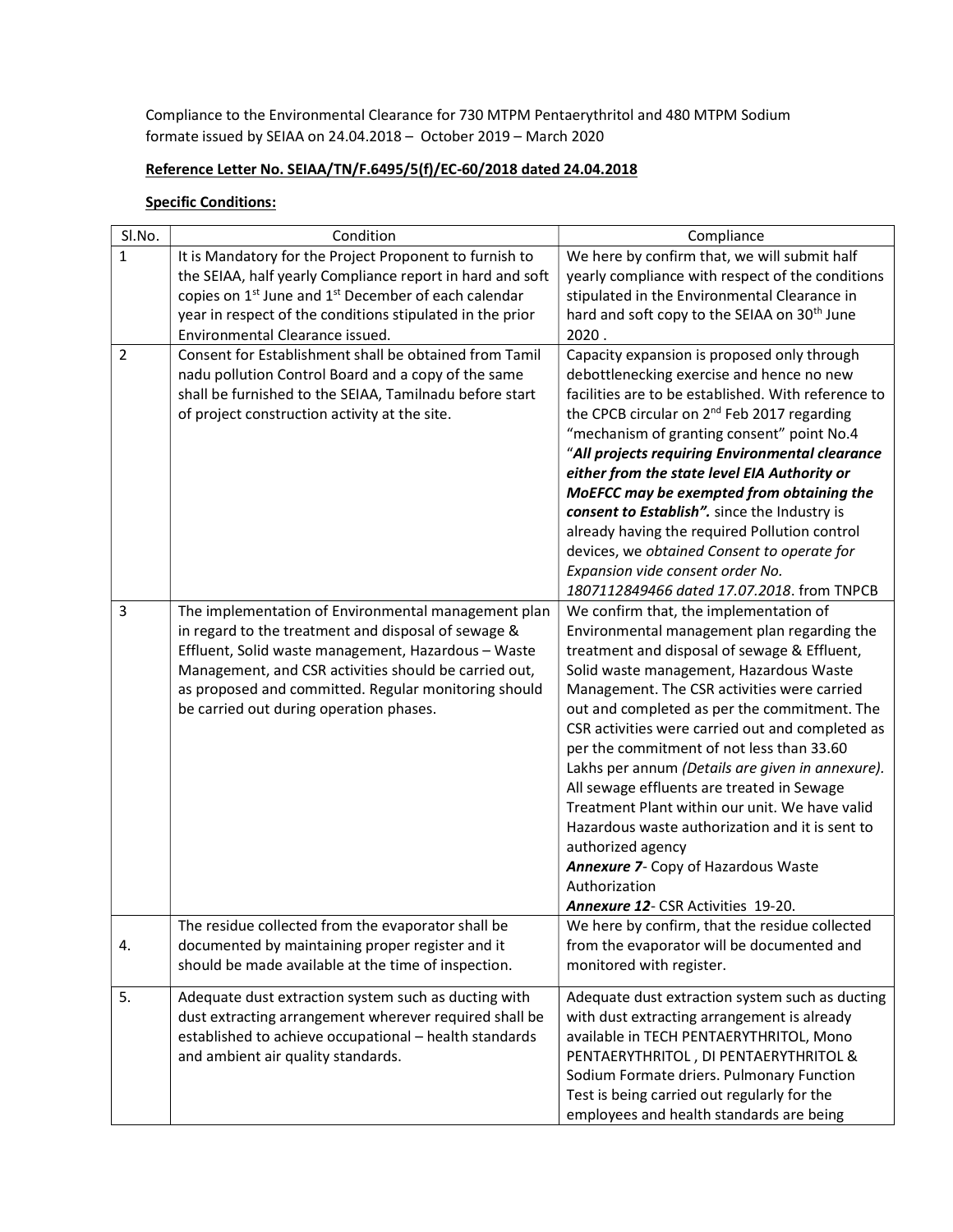Compliance to the Environmental Clearance for 730 MTPM Pentaerythritol and 480 MTPM Sodium formate issued by SEIAA on 24.04.2018 – October 2019 – March 2020

**Reference Letter No. SEIAA/TN/F.6495/5(f)/EC-60/2018 dated 24.04.2018**

**Specific Conditions:**

| Sl.No. | Condition | Compliance |
|---|---|---|
| 1 | It is Mandatory for the Project Proponent to furnish to the SEIAA, half yearly Compliance report in hard and soft copies on 1st June and 1st December of each calendar year in respect of the conditions stipulated in the prior Environmental Clearance issued. | We here by confirm that, we will submit half yearly compliance with respect of the conditions stipulated in the Environmental Clearance in hard and soft copy to the SEIAA on 30th June 2020 . |
| 2 | Consent for Establishment shall be obtained from Tamil nadu pollution Control Board and a copy of the same shall be furnished to the SEIAA, Tamilnadu before start of project construction activity at the site. | Capacity expansion is proposed only through debottlenecking exercise and hence no new facilities are to be established. With reference to the CPCB circular on 2nd Feb 2017 regarding "mechanism of granting consent" point No.4 "***All projects requiring Environmental clearance either from the state level EIA Authority or MoEFCC may be exempted from obtaining the consent to Establish".*** since the Industry is already having the required Pollution control devices, we *obtained Consent to operate for Expansion vide consent order No. 1807112849466 dated 17.07.2018*. from TNPCB |
| 3 | The implementation of Environmental management plan in regard to the treatment and disposal of sewage & Effluent, Solid waste management, Hazardous – Waste Management, and CSR activities should be carried out, as proposed and committed. Regular monitoring should be carried out during operation phases. | We confirm that, the implementation of Environmental management plan regarding the treatment and disposal of sewage & Effluent, Solid waste management, Hazardous Waste Management. The CSR activities were carried out and completed as per the commitment. The CSR activities were carried out and completed as per the commitment of not less than 33.60 Lakhs per annum *(Details are given in annexure)*. All sewage effluents are treated in Sewage Treatment Plant within our unit. We have valid Hazardous waste authorization and it is sent to authorized agency<br>***Annexure 7***- Copy of Hazardous Waste Authorization<br>***Annexure 12***- CSR Activities 19-20. |
| 4. | The residue collected from the evaporator shall be documented by maintaining proper register and it should be made available at the time of inspection. | We here by confirm, that the residue collected from the evaporator will be documented and monitored with register. |
| 5. | Adequate dust extraction system such as ducting with dust extracting arrangement wherever required shall be established to achieve occupational – health standards and ambient air quality standards. | Adequate dust extraction system such as ducting with dust extracting arrangement is already available in TECH PENTAERYTHRITOL, Mono PENTAERYTHRITOL , DI PENTAERYTHRITOL & Sodium Formate driers. Pulmonary Function Test is being carried out regularly for the employees and health standards are being |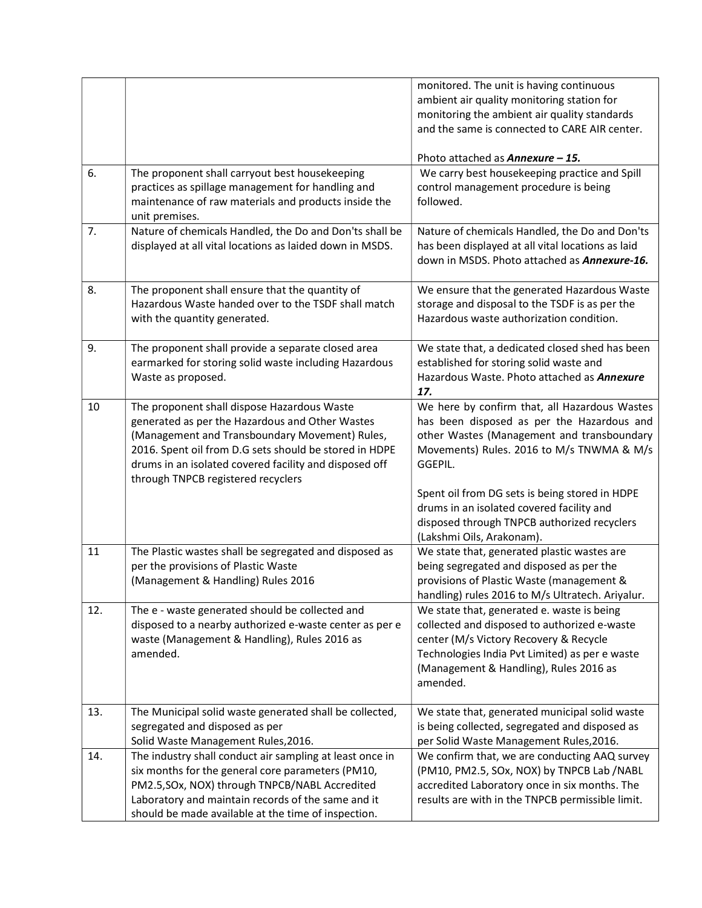| | | |
|---|---|---|
| | | monitored. The unit is having continuous ambient air quality monitoring station for monitoring the ambient air quality standards and the same is connected to CARE AIR center.<br><br>Photo attached as ***Annexure – 15.*** |
| 6. | The proponent shall carryout best housekeeping practices as spillage management for handling and maintenance of raw materials and products inside the unit premises. | We carry best housekeeping practice and Spill control management procedure is being followed. |
| 7. | Nature of chemicals Handled, the Do and Don'ts shall be displayed at all vital locations as laided down in MSDS. | Nature of chemicals Handled, the Do and Don'ts has been displayed at all vital locations as laid down in MSDS. Photo attached as ***Annexure-16.*** |
| 8. | The proponent shall ensure that the quantity of Hazardous Waste handed over to the TSDF shall match with the quantity generated. | We ensure that the generated Hazardous Waste storage and disposal to the TSDF is as per the Hazardous waste authorization condition. |
| 9. | The proponent shall provide a separate closed area earmarked for storing solid waste including Hazardous Waste as proposed. | We state that, a dedicated closed shed has been established for storing solid waste and Hazardous Waste. Photo attached as ***Annexure 17.*** |
| 10 | The proponent shall dispose Hazardous Waste generated as per the Hazardous and Other Wastes (Management and Transboundary Movement) Rules, 2016. Spent oil from D.G sets should be stored in HDPE drums in an isolated covered facility and disposed off through TNPCB registered recyclers | We here by confirm that, all Hazardous Wastes has been disposed as per the Hazardous and other Wastes (Management and transboundary Movements) Rules. 2016 to M/s TNWMA & M/s GGEPIL.<br><br>Spent oil from DG sets is being stored in HDPE drums in an isolated covered facility and disposed through TNPCB authorized recyclers (Lakshmi Oils, Arakonam). |
| 11 | The Plastic wastes shall be segregated and disposed as per the provisions of Plastic Waste (Management & Handling) Rules 2016 | We state that, generated plastic wastes are being segregated and disposed as per the provisions of Plastic Waste (management & handling) rules 2016 to M/s Ultratech. Ariyalur. |
| 12. | The e - waste generated should be collected and disposed to a nearby authorized e-waste center as per e waste (Management & Handling), Rules 2016 as amended. | We state that, generated e. waste is being collected and disposed to authorized e-waste center (M/s Victory Recovery & Recycle Technologies India Pvt Limited) as per e waste (Management & Handling), Rules 2016 as amended. |
| 13. | The Municipal solid waste generated shall be collected, segregated and disposed as per Solid Waste Management Rules,2016. | We state that, generated municipal solid waste is being collected, segregated and disposed as per Solid Waste Management Rules,2016. |
| 14. | The industry shall conduct air sampling at least once in six months for the general core parameters (PM10, PM2.5,SOx, NOX) through TNPCB/NABL Accredited Laboratory and maintain records of the same and it should be made available at the time of inspection. | We confirm that, we are conducting AAQ survey (PM10, PM2.5, SOx, NOX) by TNPCB Lab /NABL accredited Laboratory once in six months. The results are with in the TNPCB permissible limit. |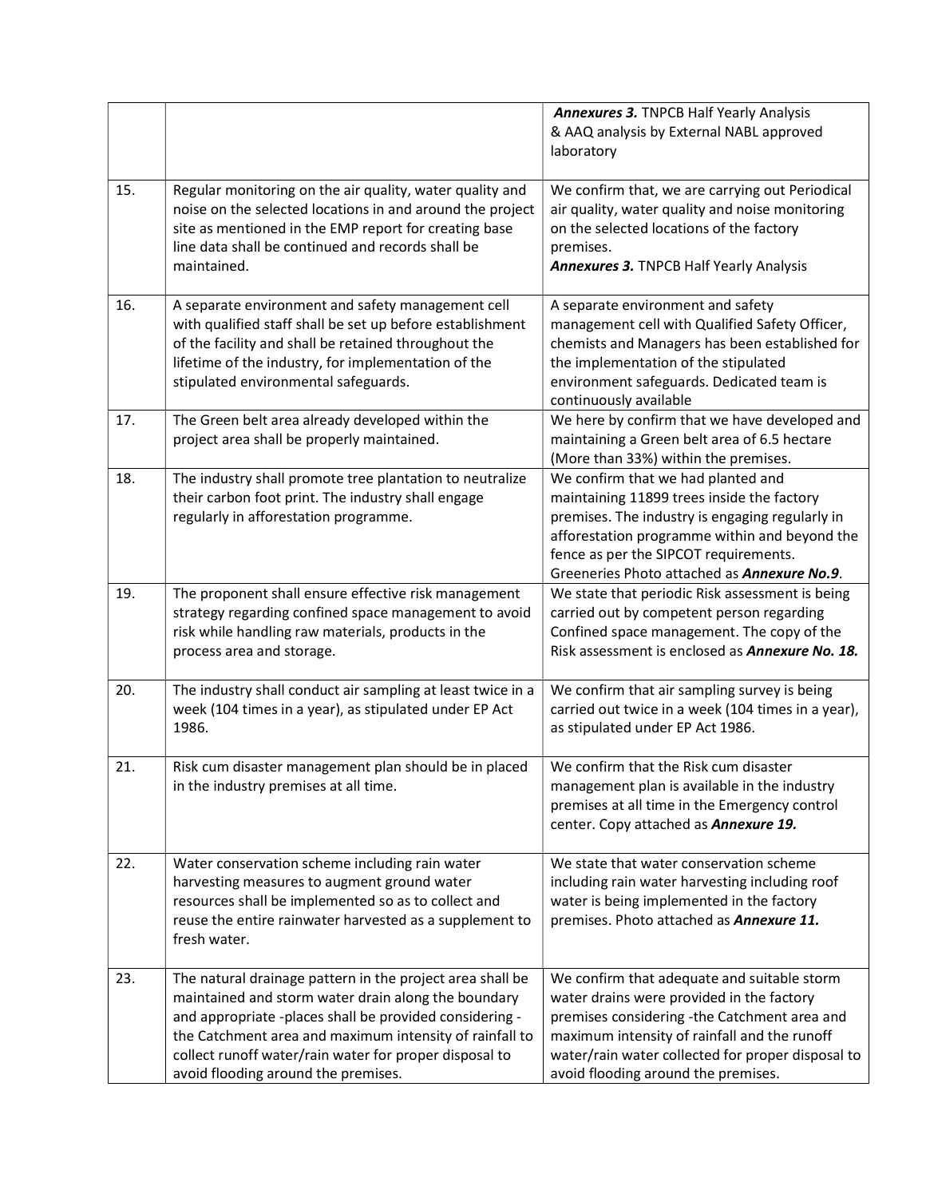| | | |
|---|---|---|
| | | ***Annexures 3.*** TNPCB Half Yearly Analysis & AAQ analysis by External NABL approved laboratory |
| 15. | Regular monitoring on the air quality, water quality and noise on the selected locations in and around the project site as mentioned in the EMP report for creating base line data shall be continued and records shall be maintained. | We confirm that, we are carrying out Periodical air quality, water quality and noise monitoring on the selected locations of the factory premises.<br>***Annexures 3.*** **TNPCB Half Yearly Analysis** |
| 16. | A separate environment and safety management cell with qualified staff shall be set up before establishment of the facility and shall be retained throughout the lifetime of the industry, for implementation of the stipulated environmental safeguards. | A separate environment and safety management cell with Qualified Safety Officer, chemists and Managers has been established for the implementation of the stipulated environment safeguards. Dedicated team is continuously available |
| 17. | The Green belt area already developed within the project area shall be properly maintained. | We here by confirm that we have developed and maintaining a Green belt area of 6.5 hectare (More than 33%) within the premises. |
| 18. | The industry shall promote tree plantation to neutralize their carbon foot print. The industry shall engage regularly in afforestation programme. | We confirm that we had planted and maintaining 11899 trees inside the factory premises. The industry is engaging regularly in afforestation programme within and beyond the fence as per the SIPCOT requirements.<br>Greeneries Photo attached as ***Annexure No.9***. |
| 19. | The proponent shall ensure effective risk management strategy regarding confined space management to avoid risk while handling raw materials, products in the process area and storage. | We state that periodic Risk assessment is being carried out by competent person regarding Confined space management. The copy of the Risk assessment is enclosed as ***Annexure No. 18.*** |
| 20. | The industry shall conduct air sampling at least twice in a week (104 times in a year), as stipulated under EP Act 1986. | We confirm that air sampling survey is being carried out twice in a week (104 times in a year), as stipulated under EP Act 1986. |
| 21. | Risk cum disaster management plan should be in placed in the industry premises at all time. | We confirm that the Risk cum disaster management plan is available in the industry premises at all time in the Emergency control center. Copy attached as ***Annexure 19.*** |
| 22. | Water conservation scheme including rain water harvesting measures to augment ground water resources shall be implemented so as to collect and reuse the entire rainwater harvested as a supplement to fresh water. | We state that water conservation scheme including rain water harvesting including roof water is being implemented in the factory premises. Photo attached as ***Annexure 11.*** |
| 23. | The natural drainage pattern in the project area shall be maintained and storm water drain along the boundary and appropriate -places shall be provided considering - the Catchment area and maximum intensity of rainfall to collect runoff water/rain water for proper disposal to avoid flooding around the premises. | We confirm that adequate and suitable storm water drains were provided in the factory premises considering -the Catchment area and maximum intensity of rainfall and the runoff water/rain water collected for proper disposal to avoid flooding around the premises. |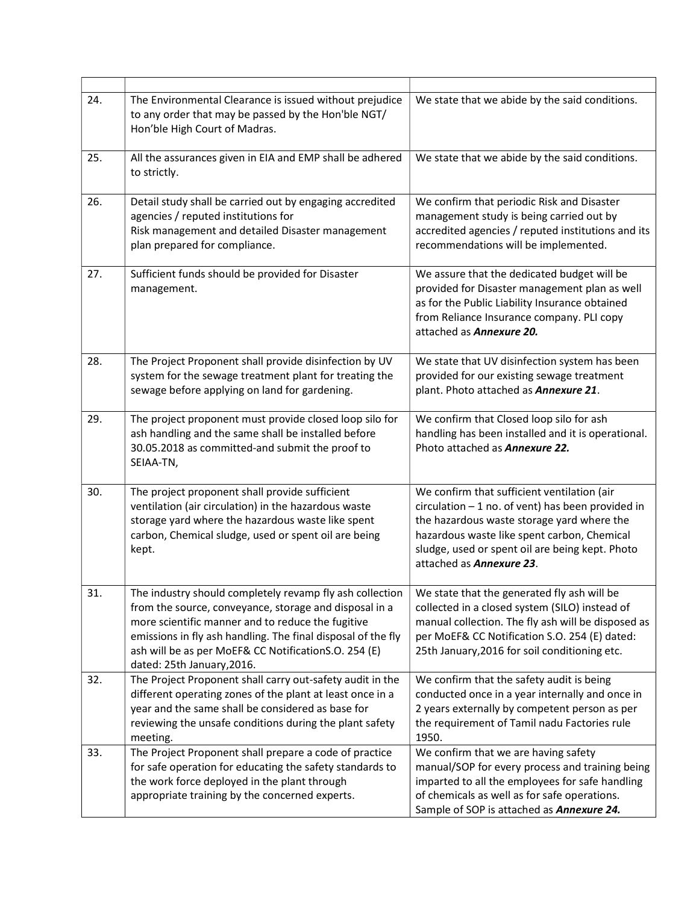| | | |
|---|---|---|
| 24. | The Environmental Clearance is issued without prejudice to any order that may be passed by the Hon'ble NGT/ Hon'ble High Court of Madras. | We state that we abide by the said conditions. |
| 25. | All the assurances given in EIA and EMP shall be adhered to strictly. | We state that we abide by the said conditions. |
| 26. | Detail study shall be carried out by engaging accredited agencies / reputed institutions for Risk management and detailed Disaster management plan prepared for compliance. | We confirm that periodic Risk and Disaster management study is being carried out by accredited agencies / reputed institutions and its recommendations will be implemented. |
| 27. | Sufficient funds should be provided for Disaster management. | We assure that the dedicated budget will be provided for Disaster management plan as well as for the Public Liability Insurance obtained from Reliance Insurance company. PLI copy attached as ***Annexure 20.*** |
| 28. | The Project Proponent shall provide disinfection by UV system for the sewage treatment plant for treating the sewage before applying on land for gardening. | We state that UV disinfection system has been provided for our existing sewage treatment plant. Photo attached as ***Annexure 21***. |
| 29. | The project proponent must provide closed loop silo for ash handling and the same shall be installed before 30.05.2018 as committed-and submit the proof to SEIAA-TN, | We confirm that Closed loop silo for ash handling has been installed and it is operational. Photo attached as ***Annexure 22.*** |
| 30. | The project proponent shall provide sufficient ventilation (air circulation) in the hazardous waste storage yard where the hazardous waste like spent carbon, Chemical sludge, used or spent oil are being kept. | We confirm that sufficient ventilation (air circulation – 1 no. of vent) has been provided in the hazardous waste storage yard where the hazardous waste like spent carbon, Chemical sludge, used or spent oil are being kept. Photo attached as ***Annexure 23***. |
| 31. | The industry should completely revamp fly ash collection from the source, conveyance, storage and disposal in a more scientific manner and to reduce the fugitive emissions in fly ash handling. The final disposal of the fly ash will be as per MoEF& CC NotificationS.O. 254 (E) dated: 25th January,2016. | We state that the generated fly ash will be collected in a closed system (SILO) instead of manual collection. The fly ash will be disposed as per MoEF& CC Notification S.O. 254 (E) dated: 25th January,2016 for soil conditioning etc. |
| 32. | The Project Proponent shall carry out-safety audit in the different operating zones of the plant at least once in a year and the same shall be considered as base for reviewing the unsafe conditions during the plant safety meeting. | We confirm that the safety audit is being conducted once in a year internally and once in 2 years externally by competent person as per the requirement of Tamil nadu Factories rule 1950. |
| 33. | The Project Proponent shall prepare a code of practice for safe operation for educating the safety standards to the work force deployed in the plant through appropriate training by the concerned experts. | We confirm that we are having safety manual/SOP for every process and training being imparted to all the employees for safe handling of chemicals as well as for safe operations. Sample of SOP is attached as ***Annexure 24.*** |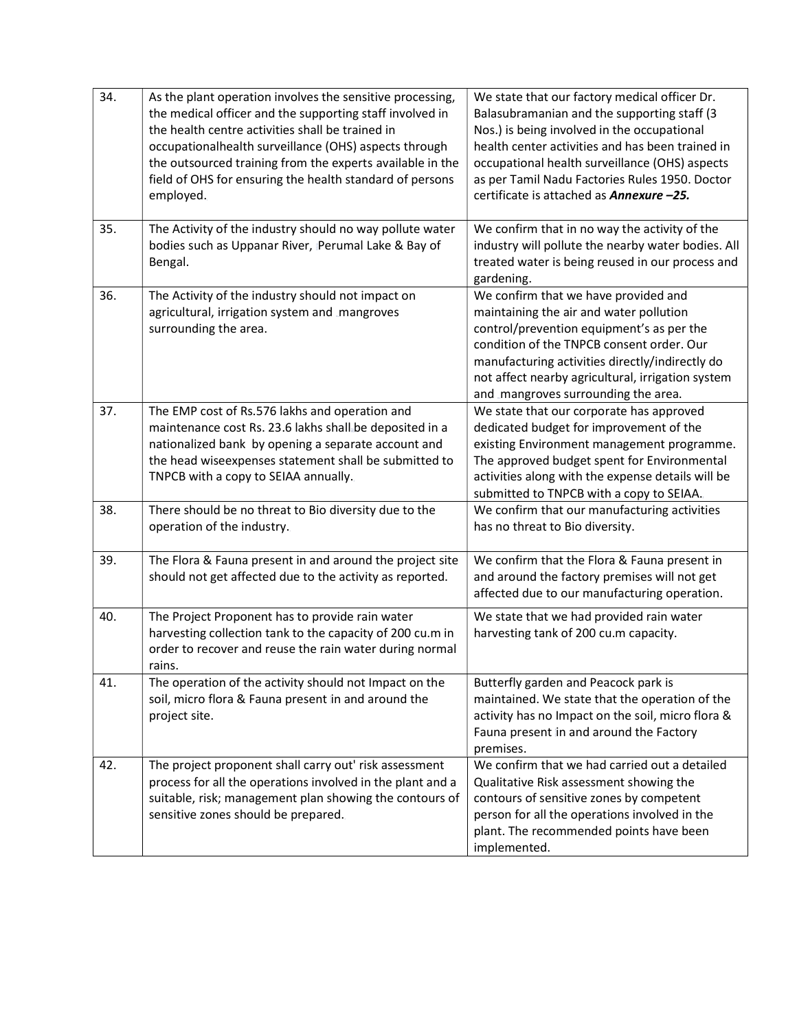| 34. | As the plant operation involves the sensitive processing, the medical officer and the supporting staff involved in the health centre activities shall be trained in occupationalhealth surveillance (OHS) aspects through the outsourced training from the experts available in the field of OHS for ensuring the health standard of persons employed. | We state that our factory medical officer Dr. Balasubramanian and the supporting staff (3 Nos.) is being involved in the occupational health center activities and has been trained in occupational health surveillance (OHS) aspects as per Tamil Nadu Factories Rules 1950. Doctor certificate is attached as ***Annexure –25.*** |
|---|---|---|
| 35. | The Activity of the industry should no way pollute water bodies such as Uppanar River, Perumal Lake & Bay of Bengal. | We confirm that in no way the activity of the industry will pollute the nearby water bodies. All treated water is being reused in our process and gardening. |
| 36. | The Activity of the industry should not impact on agricultural, irrigation system and mangroves surrounding the area. | We confirm that we have provided and maintaining the air and water pollution control/prevention equipment's as per the condition of the TNPCB consent order. Our manufacturing activities directly/indirectly do not affect nearby agricultural, irrigation system and mangroves surrounding the area. |
| 37. | The EMP cost of Rs.576 lakhs and operation and maintenance cost Rs. 23.6 lakhs shall be deposited in a nationalized bank by opening a separate account and the head wiseexpenses statement shall be submitted to TNPCB with a copy to SEIAA annually. | We state that our corporate has approved dedicated budget for improvement of the existing Environment management programme. The approved budget spent for Environmental activities along with the expense details will be submitted to TNPCB with a copy to SEIAA. |
| 38. | There should be no threat to Bio diversity due to the operation of the industry. | We confirm that our manufacturing activities has no threat to Bio diversity. |
| 39. | The Flora & Fauna present in and around the project site should not get affected due to the activity as reported. | We confirm that the Flora & Fauna present in and around the factory premises will not get affected due to our manufacturing operation. |
| 40. | The Project Proponent has to provide rain water harvesting collection tank to the capacity of 200 cu.m in order to recover and reuse the rain water during normal rains. | We state that we had provided rain water harvesting tank of 200 cu.m capacity. |
| 41. | The operation of the activity should not Impact on the soil, micro flora & Fauna present in and around the project site. | Butterfly garden and Peacock park is maintained. We state that the operation of the activity has no Impact on the soil, micro flora & Fauna present in and around the Factory premises. |
| 42. | The project proponent shall carry out' risk assessment process for all the operations involved in the plant and a suitable, risk; management plan showing the contours of sensitive zones should be prepared. | We confirm that we had carried out a detailed Qualitative Risk assessment showing the contours of sensitive zones by competent person for all the operations involved in the plant. The recommended points have been implemented. |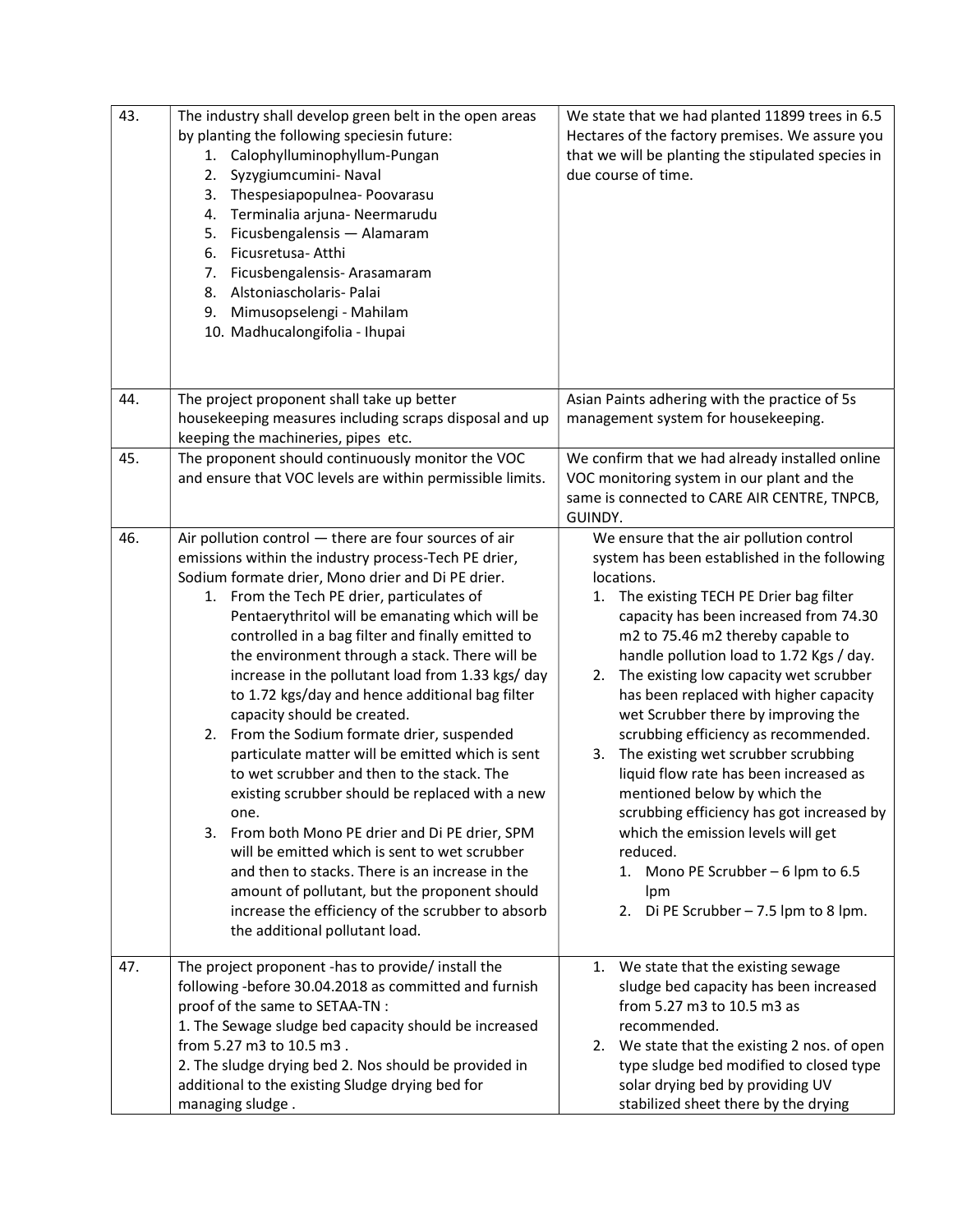| | | |
|---|---|---|
| 43. | The industry shall develop green belt in the open areas by planting the following speciesin future:<br>1. Calophylluminophyllum-Pungan<br>2. Syzygiumcumini- Naval<br>3. Thespesiapopulnea- Poovarasu<br>4. Terminalia arjuna- Neermarudu<br>5. Ficusbengalensis — Alamaram<br>6. Ficusretusa- Atthi<br>7. Ficusbengalensis- Arasamaram<br>8. Alstoniascholaris- Palai<br>9. Mimusopselengi - Mahilam<br>10. Madhucalongifolia - Ihupai | We state that we had planted 11899 trees in 6.5 Hectares of the factory premises. We assure you that we will be planting the stipulated species in due course of time. |
| 44. | The project proponent shall take up better housekeeping measures including scraps disposal and up keeping the machineries, pipes etc. | Asian Paints adhering with the practice of 5s management system for housekeeping. |
| 45. | The proponent should continuously monitor the VOC and ensure that VOC levels are within permissible limits. | We confirm that we had already installed online VOC monitoring system in our plant and the same is connected to CARE AIR CENTRE, TNPCB, GUINDY. |
| 46. | Air pollution control — there are four sources of air emissions within the industry process-Tech PE drier, Sodium formate drier, Mono drier and Di PE drier.<br>1. From the Tech PE drier, particulates of Pentaerythritol will be emanating which will be controlled in a bag filter and finally emitted to the environment through a stack. There will be increase in the pollutant load from 1.33 kgs/ day to 1.72 kgs/day and hence additional bag filter capacity should be created.<br>2. From the Sodium formate drier, suspended particulate matter will be emitted which is sent to wet scrubber and then to the stack. The existing scrubber should be replaced with a new one.<br>3. From both Mono PE drier and Di PE drier, SPM will be emitted which is sent to wet scrubber and then to stacks. There is an increase in the amount of pollutant, but the proponent should increase the efficiency of the scrubber to absorb the additional pollutant load. | We ensure that the air pollution control system has been established in the following locations.<br>1. The existing TECH PE Drier bag filter capacity has been increased from 74.30 m2 to 75.46 m2 thereby capable to handle pollution load to 1.72 Kgs / day.<br>2. The existing low capacity wet scrubber has been replaced with higher capacity wet Scrubber there by improving the scrubbing efficiency as recommended.<br>3. The existing wet scrubber scrubbing liquid flow rate has been increased as mentioned below by which the scrubbing efficiency has got increased by which the emission levels will get reduced.<br>&nbsp;&nbsp;1. Mono PE Scrubber – 6 lpm to 6.5 lpm<br>&nbsp;&nbsp;2. Di PE Scrubber – 7.5 lpm to 8 lpm. |
| 47. | The project proponent -has to provide/ install the following -before 30.04.2018 as committed and furnish proof of the same to SETAA-TN :<br>1. The Sewage sludge bed capacity should be increased from 5.27 m3 to 10.5 m3 .<br>2. The sludge drying bed 2. Nos should be provided in additional to the existing Sludge drying bed for managing sludge . | 1. We state that the existing sewage sludge bed capacity has been increased from 5.27 m3 to 10.5 m3 as recommended.<br>2. We state that the existing 2 nos. of open type sludge drying bed modified to closed type solar drying bed by providing UV stabilized sheet there by the drying |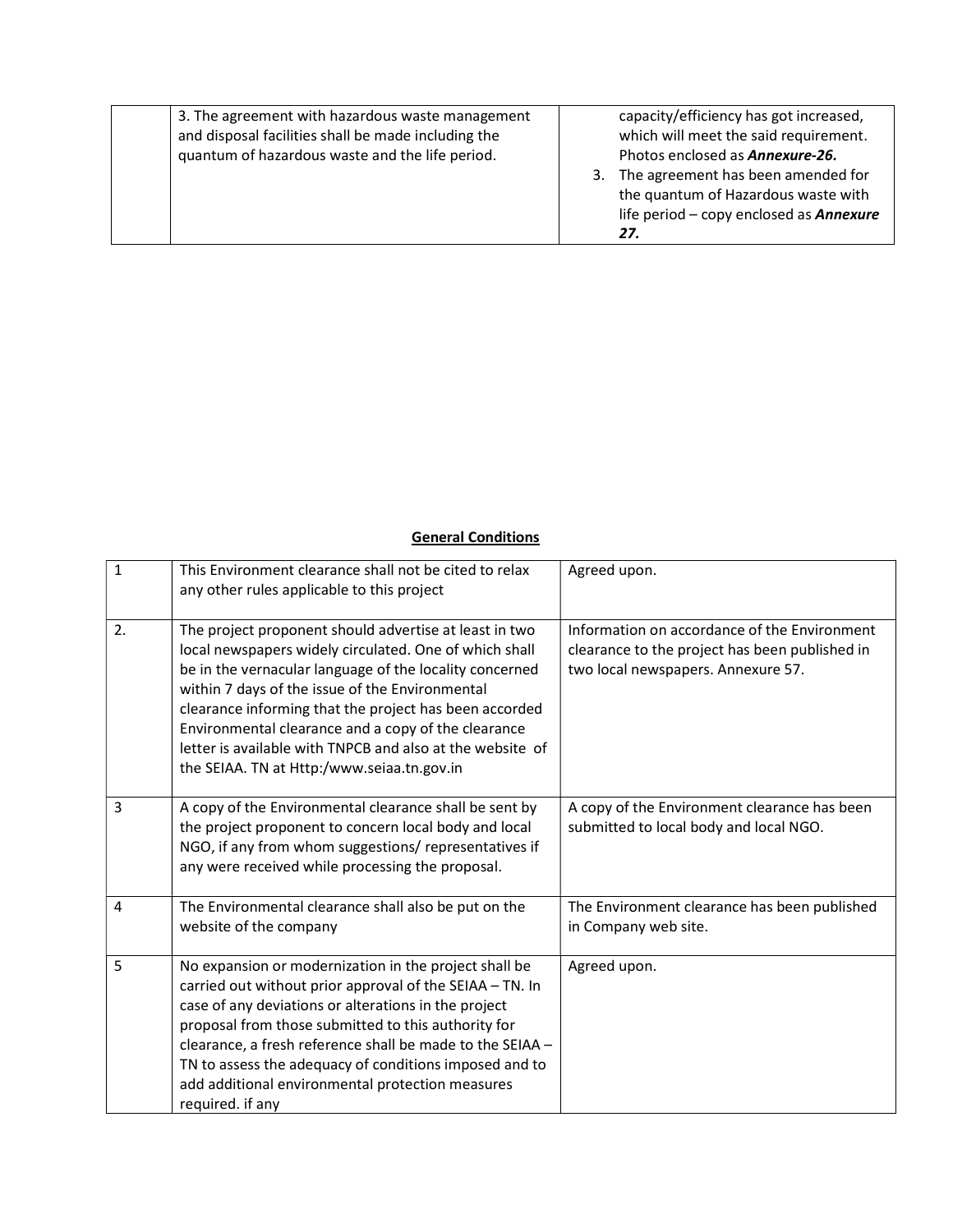|  | 3. The agreement with hazardous waste management and disposal facilities shall be made including the quantum of hazardous waste and the life period. | capacity/efficiency has got increased, which will meet the said requirement. Photos enclosed as ***Annexure-26.***<br>3. The agreement has been amended for the quantum of Hazardous waste with life period – copy enclosed as ***Annexure 27.*** |
|---|---|---|

## <u>**General Conditions**</u>

| 1 | This Environment clearance shall not be cited to relax any other rules applicable to this project | Agreed upon. |
|---|---|---|
| 2. | The project proponent should advertise at least in two local newspapers widely circulated. One of which shall be in the vernacular language of the locality concerned within 7 days of the issue of the Environmental clearance informing that the project has been accorded Environmental clearance and a copy of the clearance letter is available with TNPCB and also at the website of the SEIAA. TN at Http:/www.seiaa.tn.gov.in | Information on accordance of the Environment clearance to the project has been published in two local newspapers. Annexure 57. |
| 3 | A copy of the Environmental clearance shall be sent by the project proponent to concern local body and local NGO, if any from whom suggestions/ representatives if any were received while processing the proposal. | A copy of the Environment clearance has been submitted to local body and local NGO. |
| 4 | The Environmental clearance shall also be put on the website of the company | The Environment clearance has been published in Company web site. |
| 5 | No expansion or modernization in the project shall be carried out without prior approval of the SEIAA – TN. In case of any deviations or alterations in the project proposal from those submitted to this authority for clearance, a fresh reference shall be made to the SEIAA – TN to assess the adequacy of conditions imposed and to add additional environmental protection measures required. if any | Agreed upon. |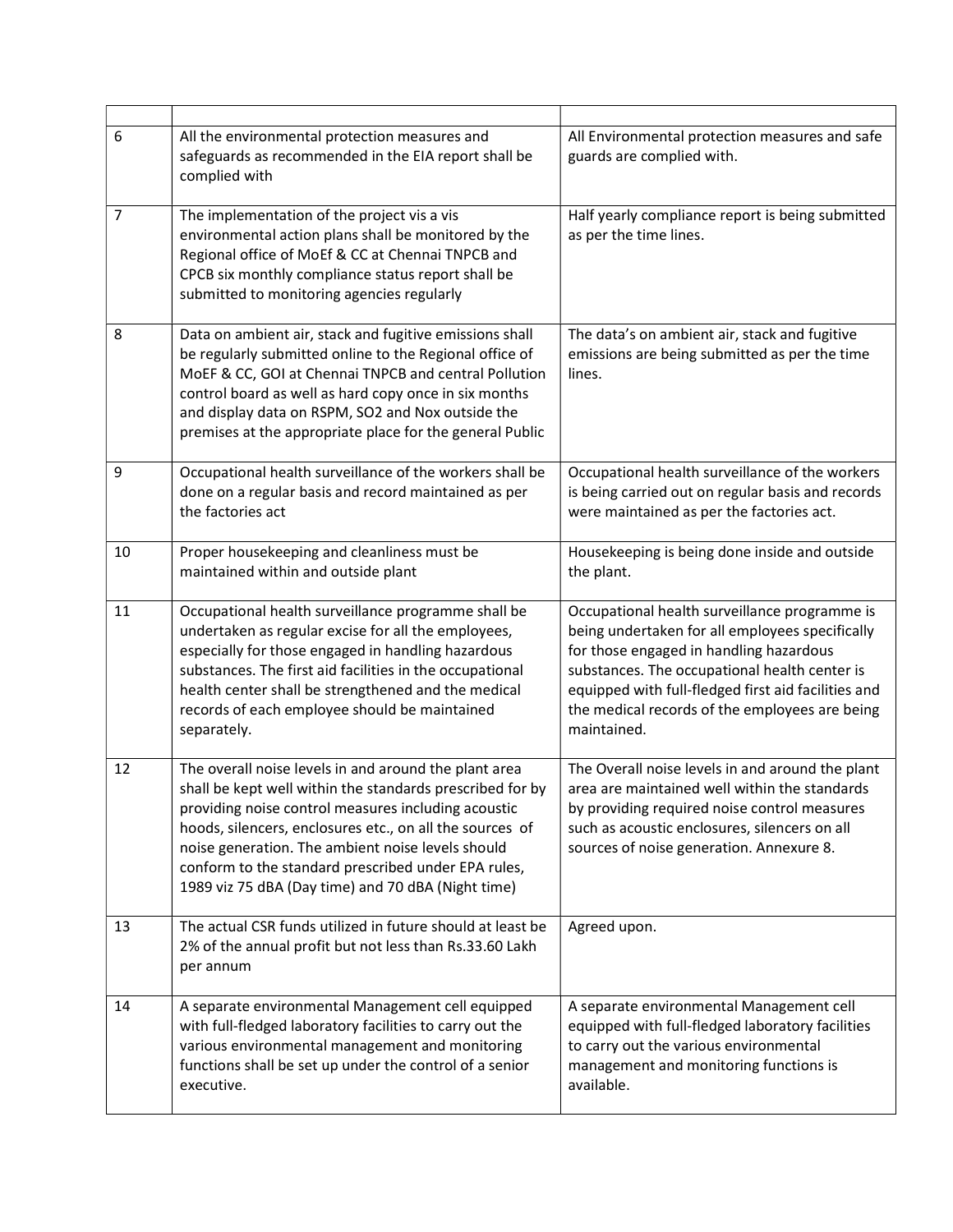| | | |
|---|---|---|
| 6 | All the environmental protection measures and safeguards as recommended in the EIA report shall be complied with | All Environmental protection measures and safe guards are complied with. |
| 7 | The implementation of the project vis a vis environmental action plans shall be monitored by the Regional office of MoEf & CC at Chennai TNPCB and CPCB six monthly compliance status report shall be submitted to monitoring agencies regularly | Half yearly compliance report is being submitted as per the time lines. |
| 8 | Data on ambient air, stack and fugitive emissions shall be regularly submitted online to the Regional office of MoEF & CC, GOI at Chennai TNPCB and central Pollution control board as well as hard copy once in six months and display data on RSPM, SO2 and Nox outside the premises at the appropriate place for the general Public | The data's on ambient air, stack and fugitive emissions are being submitted as per the time lines. |
| 9 | Occupational health surveillance of the workers shall be done on a regular basis and record maintained as per the factories act | Occupational health surveillance of the workers is being carried out on regular basis and records were maintained as per the factories act. |
| 10 | Proper housekeeping and cleanliness must be maintained within and outside plant | Housekeeping is being done inside and outside the plant. |
| 11 | Occupational health surveillance programme shall be undertaken as regular excise for all the employees, especially for those engaged in handling hazardous substances. The first aid facilities in the occupational health center shall be strengthened and the medical records of each employee should be maintained separately. | Occupational health surveillance programme is being undertaken for all employees specifically for those engaged in handling hazardous substances. The occupational health center is equipped with full-fledged first aid facilities and the medical records of the employees are being maintained. |
| 12 | The overall noise levels in and around the plant area shall be kept well within the standards prescribed for by providing noise control measures including acoustic hoods, silencers, enclosures etc., on all the sources of noise generation. The ambient noise levels should conform to the standard prescribed under EPA rules, 1989 viz 75 dBA (Day time) and 70 dBA (Night time) | The Overall noise levels in and around the plant area are maintained well within the standards by providing required noise control measures such as acoustic enclosures, silencers on all sources of noise generation. Annexure 8. |
| 13 | The actual CSR funds utilized in future should at least be 2% of the annual profit but not less than Rs.33.60 Lakh per annum | Agreed upon. |
| 14 | A separate environmental Management cell equipped with full-fledged laboratory facilities to carry out the various environmental management and monitoring functions shall be set up under the control of a senior executive. | A separate environmental Management cell equipped with full-fledged laboratory facilities to carry out the various environmental management and monitoring functions is available. |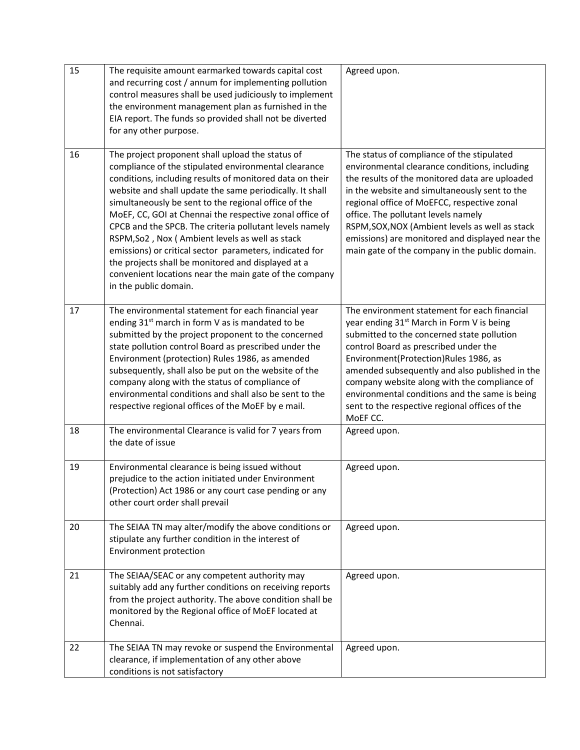| | | |
|---|---|---|
| 15 | The requisite amount earmarked towards capital cost and recurring cost / annum for implementing pollution control measures shall be used judiciously to implement the environment management plan as furnished in the EIA report. The funds so provided shall not be diverted for any other purpose. | Agreed upon. |
| 16 | The project proponent shall upload the status of compliance of the stipulated environmental clearance conditions, including results of monitored data on their website and shall update the same periodically. It shall simultaneously be sent to the regional office of the MoEF, CC, GOI at Chennai the respective zonal office of CPCB and the SPCB. The criteria pollutant levels namely RSPM,So2 , Nox ( Ambient levels as well as stack emissions) or critical sector parameters, indicated for the projects shall be monitored and displayed at a convenient locations near the main gate of the company in the public domain. | The status of compliance of the stipulated environmental clearance conditions, including the results of the monitored data are uploaded in the website and simultaneously sent to the regional office of MoEFCC, respective zonal office. The pollutant levels namely RSPM,SOX,NOX (Ambient levels as well as stack emissions) are monitored and displayed near the main gate of the company in the public domain. |
| 17 | The environmental statement for each financial year ending 31st march in form V as is mandated to be submitted by the project proponent to the concerned state pollution control Board as prescribed under the Environment (protection) Rules 1986, as amended subsequently, shall also be put on the website of the company along with the status of compliance of environmental conditions and shall also be sent to the respective regional offices of the MoEF by e mail. | The environment statement for each financial year ending 31st March in Form V is being submitted to the concerned state pollution control Board as prescribed under the Environment(Protection)Rules 1986, as amended subsequently and also published in the company website along with the compliance of environmental conditions and the same is being sent to the respective regional offices of the MoEF CC. |
| 18 | The environmental Clearance is valid for 7 years from the date of issue | Agreed upon. |
| 19 | Environmental clearance is being issued without prejudice to the action initiated under Environment (Protection) Act 1986 or any court case pending or any other court order shall prevail | Agreed upon. |
| 20 | The SEIAA TN may alter/modify the above conditions or stipulate any further condition in the interest of Environment protection | Agreed upon. |
| 21 | The SEIAA/SEAC or any competent authority may suitably add any further conditions on receiving reports from the project authority. The above condition shall be monitored by the Regional office of MoEF located at Chennai. | Agreed upon. |
| 22 | The SEIAA TN may revoke or suspend the Environmental clearance, if implementation of any other above conditions is not satisfactory | Agreed upon. |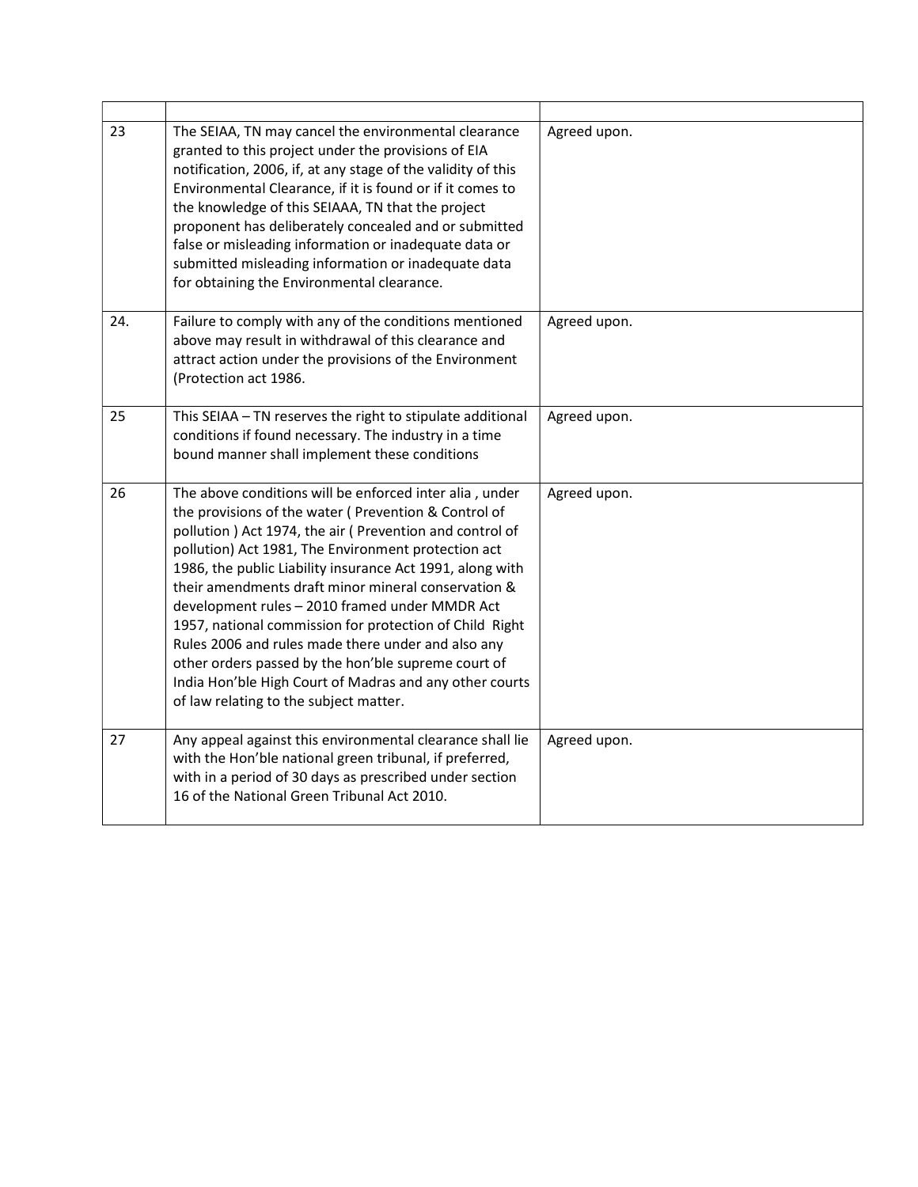| | | |
|---|---|---|
| 23 | The SEIAA, TN may cancel the environmental clearance granted to this project under the provisions of EIA notification, 2006, if, at any stage of the validity of this Environmental Clearance, if it is found or if it comes to the knowledge of this SEIAAA, TN that the project proponent has deliberately concealed and or submitted false or misleading information or inadequate data or submitted misleading information or inadequate data for obtaining the Environmental clearance. | Agreed upon. |
| 24. | Failure to comply with any of the conditions mentioned above may result in withdrawal of this clearance and attract action under the provisions of the Environment (Protection act 1986. | Agreed upon. |
| 25 | This SEIAA – TN reserves the right to stipulate additional conditions if found necessary. The industry in a time bound manner shall implement these conditions | Agreed upon. |
| 26 | The above conditions will be enforced inter alia , under the provisions of the water ( Prevention & Control of pollution ) Act 1974, the air ( Prevention and control of pollution) Act 1981, The Environment protection act 1986, the public Liability insurance Act 1991, along with their amendments draft minor mineral conservation & development rules – 2010 framed under MMDR Act 1957, national commission for protection of Child Right Rules 2006 and rules made there under and also any other orders passed by the hon'ble supreme court of India Hon'ble High Court of Madras and any other courts of law relating to the subject matter. | Agreed upon. |
| 27 | Any appeal against this environmental clearance shall lie with the Hon'ble national green tribunal, if preferred, with in a period of 30 days as prescribed under section 16 of the National Green Tribunal Act 2010. | Agreed upon. |